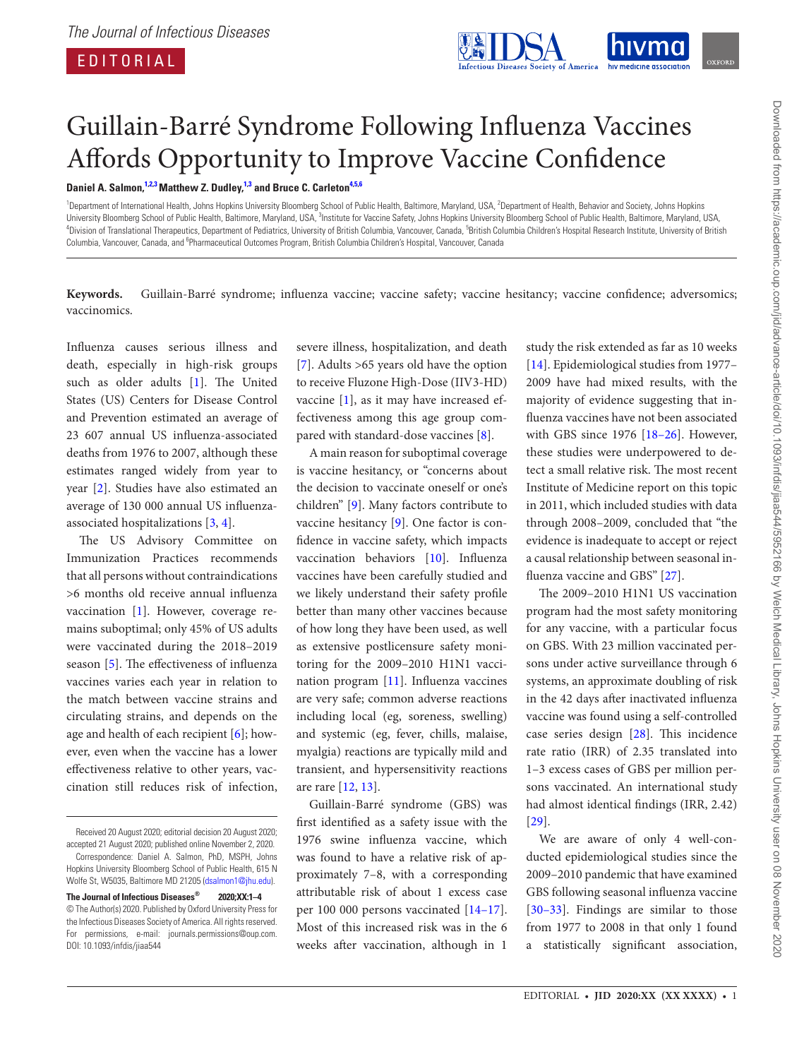EDITORIAL

# Guillain-Barré Syndrome Following Influenza Vaccines Affords Opportunity to Improve Vaccine Confidence

**Daniel A. Salmon,[1,2,3] Matthew Z. Dudley,[1,3] and Bruce C. Carleton[4,5,6]**

[1]Department of International Health, Johns Hopkins University Bloomberg School of Public Health, Baltimore, Maryland, USA, [2]Department of Health, Behavior and Society, Johns Hopkins University Bloomberg School of Public Health, Baltimore, Maryland, USA, [3]Institute for Vaccine Safety, Johns Hopkins University Bloomberg School of Public Health, Baltimore, Maryland, USA, [4]Division of Translational Therapeutics, Department of Pediatrics, University of British Columbia, Vancouver, Canada, [5]British Columbia Children's Hospital Research Institute, University of British Columbia, Vancouver, Canada, and [6]Pharmaceutical Outcomes Program, British Columbia Children's Hospital, Vancouver, Canada

**Keywords.** Guillain-Barré syndrome; influenza vaccine; vaccine safety; vaccine hesitancy; vaccine confidence; adversomics; vaccinomics.

Influenza causes serious illness and death, especially in high-risk groups such as older adults [1]. The United States (US) Centers for Disease Control and Prevention estimated an average of 23 607 annual US influenza-associated deaths from 1976 to 2007, although these estimates ranged widely from year to year [2]. Studies have also estimated an average of 130 000 annual US influenza-associated hospitalizations [3, 4].

The US Advisory Committee on Immunization Practices recommends that all persons without contraindications >6 months old receive annual influenza vaccination [1]. However, coverage remains suboptimal; only 45% of US adults were vaccinated during the 2018–2019 season [5]. The effectiveness of influenza vaccines varies each year in relation to the match between vaccine strains and circulating strains, and depends on the age and health of each recipient [6]; however, even when the vaccine has a lower effectiveness relative to other years, vaccination still reduces risk of infection, severe illness, hospitalization, and death [7]. Adults >65 years old have the option to receive Fluzone High-Dose (IIV3-HD) vaccine [1], as it may have increased effectiveness among this age group compared with standard-dose vaccines [8].

A main reason for suboptimal coverage is vaccine hesitancy, or "concerns about the decision to vaccinate oneself or one's children" [9]. Many factors contribute to vaccine hesitancy [9]. One factor is confidence in vaccine safety, which impacts vaccination behaviors [10]. Influenza vaccines have been carefully studied and we likely understand their safety profile better than many other vaccines because of how long they have been used, as well as extensive postlicensure safety monitoring for the 2009–2010 H1N1 vaccination program [11]. Influenza vaccines are very safe; common adverse reactions including local (eg, soreness, swelling) and systemic (eg, fever, chills, malaise, myalgia) reactions are typically mild and transient, and hypersensitivity reactions are rare [12, 13].

Guillain-Barré syndrome (GBS) was first identified as a safety issue with the 1976 swine influenza vaccine, which was found to have a relative risk of approximately 7–8, with a corresponding attributable risk of about 1 excess case per 100 000 persons vaccinated [14–17]. Most of this increased risk was in the 6 weeks after vaccination, although in 1 study the risk extended as far as 10 weeks [14]. Epidemiological studies from 1977–2009 have had mixed results, with the majority of evidence suggesting that influenza vaccines have not been associated with GBS since 1976 [18–26]. However, these studies were underpowered to detect a small relative risk. The most recent Institute of Medicine report on this topic in 2011, which included studies with data through 2008–2009, concluded that "the evidence is inadequate to accept or reject a causal relationship between seasonal influenza vaccine and GBS" [27].

The 2009–2010 H1N1 US vaccination program had the most safety monitoring for any vaccine, with a particular focus on GBS. With 23 million vaccinated persons under active surveillance through 6 systems, an approximate doubling of risk in the 42 days after inactivated influenza vaccine was found using a self-controlled case series design [28]. This incidence rate ratio (IRR) of 2.35 translated into 1–3 excess cases of GBS per million persons vaccinated. An international study had almost identical findings (IRR, 2.42) [29].

We are aware of only 4 well-conducted epidemiological studies since the 2009–2010 pandemic that have examined GBS following seasonal influenza vaccine [30–33]. Findings are similar to those from 1977 to 2008 in that only 1 found a statistically significant association,

Received 20 August 2020; editorial decision 20 August 2020; accepted 21 August 2020; published online November 2, 2020.

Correspondence: Daniel A. Salmon, PhD, MSPH, Johns Hopkins University Bloomberg School of Public Health, 615 N Wolfe St, W5035, Baltimore MD 21205 (dsalmon1@jhu.edu).

**The Journal of Infectious Diseases®** 2020;XX:1–4
© The Author(s) 2020. Published by Oxford University Press for the Infectious Diseases Society of America. All rights reserved. For permissions, e-mail: journals.permissions@oup.com.
DOI: 10.1093/infdis/jiaa544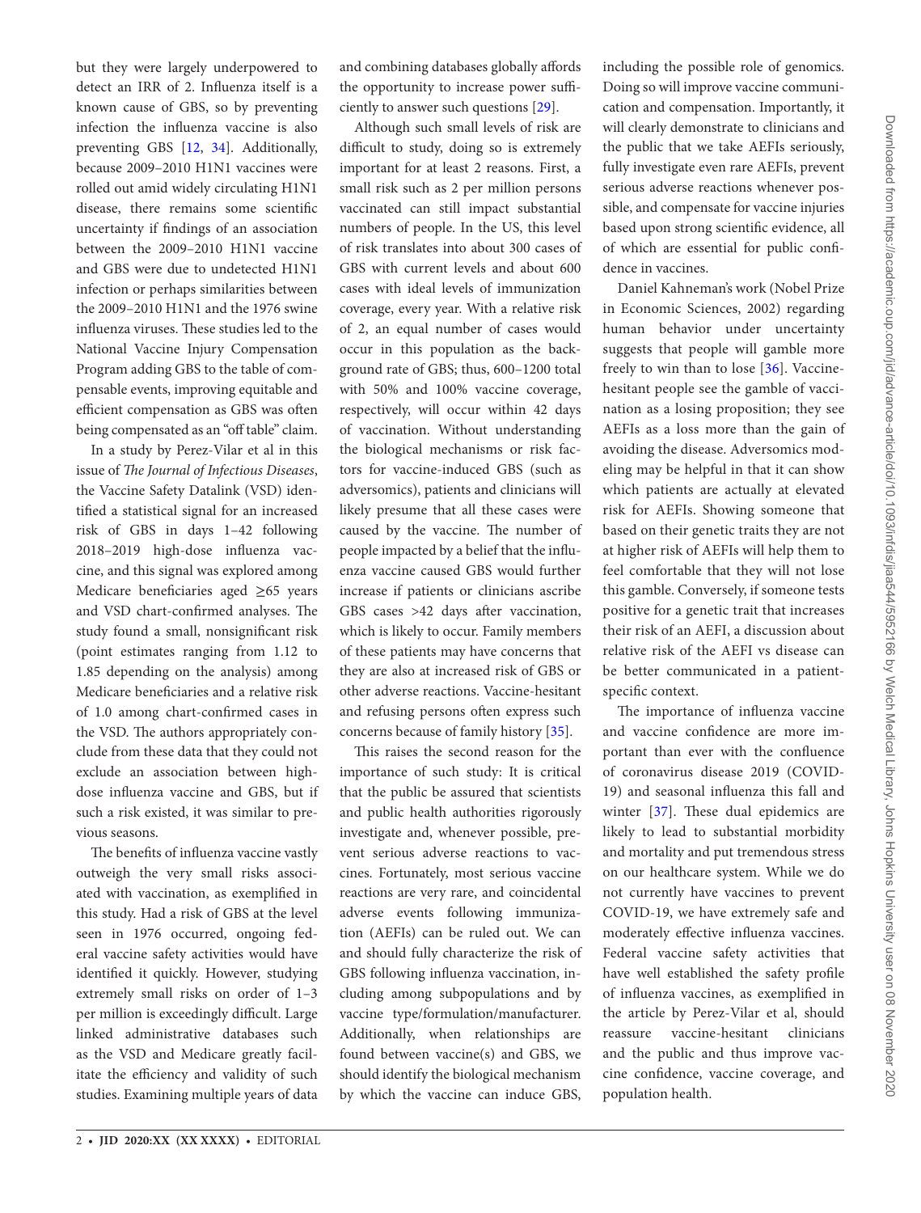but they were largely underpowered to detect an IRR of 2. Influenza itself is a known cause of GBS, so by preventing infection the influenza vaccine is also preventing GBS [12, 34]. Additionally, because 2009–2010 H1N1 vaccines were rolled out amid widely circulating H1N1 disease, there remains some scientific uncertainty if findings of an association between the 2009–2010 H1N1 vaccine and GBS were due to undetected H1N1 infection or perhaps similarities between the 2009–2010 H1N1 and the 1976 swine influenza viruses. These studies led to the National Vaccine Injury Compensation Program adding GBS to the table of compensable events, improving equitable and efficient compensation as GBS was often being compensated as an "off table" claim.

In a study by Perez-Vilar et al in this issue of *The Journal of Infectious Diseases*, the Vaccine Safety Datalink (VSD) identified a statistical signal for an increased risk of GBS in days 1–42 following 2018–2019 high-dose influenza vaccine, and this signal was explored among Medicare beneficiaries aged ≥65 years and VSD chart-confirmed analyses. The study found a small, nonsignificant risk (point estimates ranging from 1.12 to 1.85 depending on the analysis) among Medicare beneficiaries and a relative risk of 1.0 among chart-confirmed cases in the VSD. The authors appropriately conclude from these data that they could not exclude an association between high-dose influenza vaccine and GBS, but if such a risk existed, it was similar to previous seasons.

The benefits of influenza vaccine vastly outweigh the very small risks associated with vaccination, as exemplified in this study. Had a risk of GBS at the level seen in 1976 occurred, ongoing federal vaccine safety activities would have identified it quickly. However, studying extremely small risks on order of 1–3 per million is exceedingly difficult. Large linked administrative databases such as the VSD and Medicare greatly facilitate the efficiency and validity of such studies. Examining multiple years of data and combining databases globally affords the opportunity to increase power sufficiently to answer such questions [29].

Although such small levels of risk are difficult to study, doing so is extremely important for at least 2 reasons. First, a small risk such as 2 per million persons vaccinated can still impact substantial numbers of people. In the US, this level of risk translates into about 300 cases of GBS with current levels and about 600 cases with ideal levels of immunization coverage, every year. With a relative risk of 2, an equal number of cases would occur in this population as the background rate of GBS; thus, 600–1200 total with 50% and 100% vaccine coverage, respectively, will occur within 42 days of vaccination. Without understanding the biological mechanisms or risk factors for vaccine-induced GBS (such as adversomics), patients and clinicians will likely presume that all these cases were caused by the vaccine. The number of people impacted by a belief that the influenza vaccine caused GBS would further increase if patients or clinicians ascribe GBS cases >42 days after vaccination, which is likely to occur. Family members of these patients may have concerns that they are also at increased risk of GBS or other adverse reactions. Vaccine-hesitant and refusing persons often express such concerns because of family history [35].

This raises the second reason for the importance of such study: It is critical that the public be assured that scientists and public health authorities rigorously investigate and, whenever possible, prevent serious adverse reactions to vaccines. Fortunately, most serious vaccine reactions are very rare, and coincidental adverse events following immunization (AEFIs) can be ruled out. We can and should fully characterize the risk of GBS following influenza vaccination, including among subpopulations and by vaccine type/formulation/manufacturer. Additionally, when relationships are found between vaccine(s) and GBS, we should identify the biological mechanism by which the vaccine can induce GBS, including the possible role of genomics. Doing so will improve vaccine communication and compensation. Importantly, it will clearly demonstrate to clinicians and the public that we take AEFIs seriously, fully investigate even rare AEFIs, prevent serious adverse reactions whenever possible, and compensate for vaccine injuries based upon strong scientific evidence, all of which are essential for public confidence in vaccines.

Daniel Kahneman's work (Nobel Prize in Economic Sciences, 2002) regarding human behavior under uncertainty suggests that people will gamble more freely to win than to lose [36]. Vaccine-hesitant people see the gamble of vaccination as a losing proposition; they see AEFIs as a loss more than the gain of avoiding the disease. Adversomics modeling may be helpful in that it can show which patients are actually at elevated risk for AEFIs. Showing someone that based on their genetic traits they are not at higher risk of AEFIs will help them to feel comfortable that they will not lose this gamble. Conversely, if someone tests positive for a genetic trait that increases their risk of an AEFI, a discussion about relative risk of the AEFI vs disease can be better communicated in a patient-specific context.

The importance of influenza vaccine and vaccine confidence are more important than ever with the confluence of coronavirus disease 2019 (COVID-19) and seasonal influenza this fall and winter [37]. These dual epidemics are likely to lead to substantial morbidity and mortality and put tremendous stress on our healthcare system. While we do not currently have vaccines to prevent COVID-19, we have extremely safe and moderately effective influenza vaccines. Federal vaccine safety activities that have well established the safety profile of influenza vaccines, as exemplified in the article by Perez-Vilar et al, should reassure vaccine-hesitant clinicians and the public and thus improve vaccine confidence, vaccine coverage, and population health.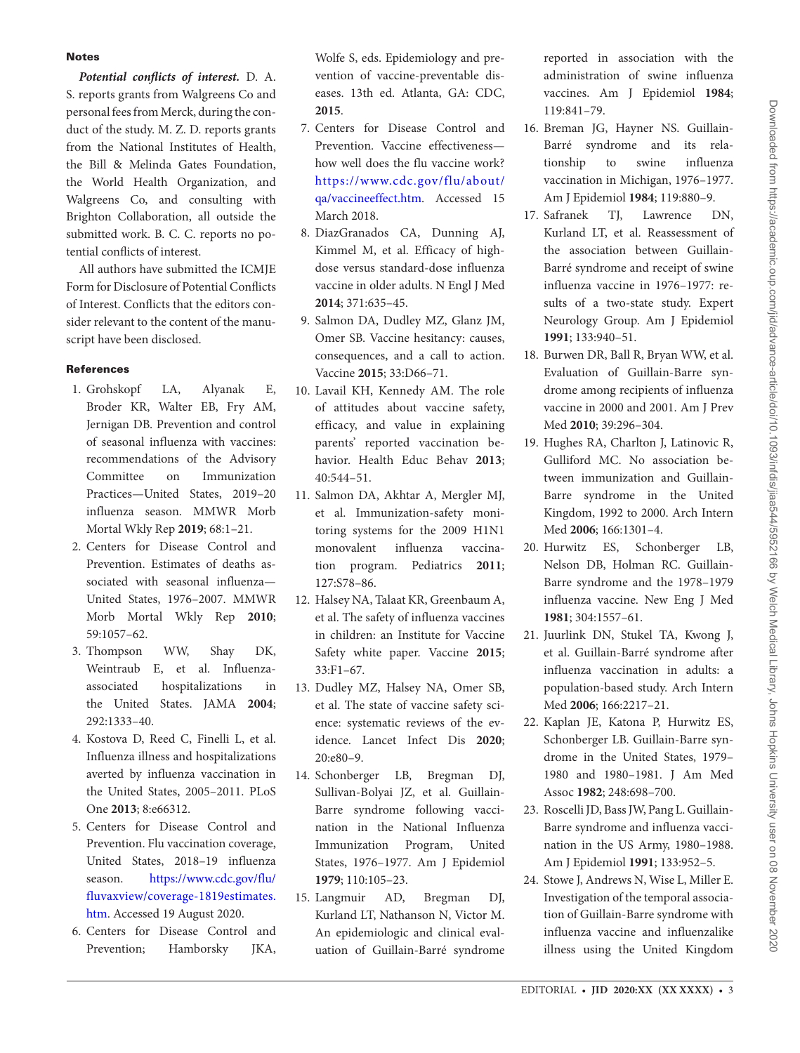## Notes

***Potential conflicts of interest.*** D. A. S. reports grants from Walgreens Co and personal fees from Merck, during the conduct of the study. M. Z. D. reports grants from the National Institutes of Health, the Bill & Melinda Gates Foundation, the World Health Organization, and Walgreens Co, and consulting with Brighton Collaboration, all outside the submitted work. B. C. C. reports no potential conflicts of interest.

All authors have submitted the ICMJE Form for Disclosure of Potential Conflicts of Interest. Conflicts that the editors consider relevant to the content of the manuscript have been disclosed.

## References

1. Grohskopf LA, Alyanak E, Broder KR, Walter EB, Fry AM, Jernigan DB. Prevention and control of seasonal influenza with vaccines: recommendations of the Advisory Committee on Immunization Practices—United States, 2019–20 influenza season. MMWR Morb Mortal Wkly Rep **2019**; 68:1–21.
2. Centers for Disease Control and Prevention. Estimates of deaths associated with seasonal influenza—United States, 1976–2007. MMWR Morb Mortal Wkly Rep **2010**; 59:1057–62.
3. Thompson WW, Shay DK, Weintraub E, et al. Influenza-associated hospitalizations in the United States. JAMA **2004**; 292:1333–40.
4. Kostova D, Reed C, Finelli L, et al. Influenza illness and hospitalizations averted by influenza vaccination in the United States, 2005–2011. PLoS One **2013**; 8:e66312.
5. Centers for Disease Control and Prevention. Flu vaccination coverage, United States, 2018–19 influenza season. https://www.cdc.gov/flu/fluvaxview/coverage-1819estimates.htm. Accessed 19 August 2020.
6. Centers for Disease Control and Prevention; Hamborsky JKA, Wolfe S, eds. Epidemiology and prevention of vaccine-preventable diseases. 13th ed. Atlanta, GA: CDC, **2015**.
7. Centers for Disease Control and Prevention. Vaccine effectiveness—how well does the flu vaccine work? https://www.cdc.gov/flu/about/qa/vaccineeffect.htm. Accessed 15 March 2018.
8. DiazGranados CA, Dunning AJ, Kimmel M, et al. Efficacy of high-dose versus standard-dose influenza vaccine in older adults. N Engl J Med **2014**; 371:635–45.
9. Salmon DA, Dudley MZ, Glanz JM, Omer SB. Vaccine hesitancy: causes, consequences, and a call to action. Vaccine **2015**; 33:D66–71.
10. Lavail KH, Kennedy AM. The role of attitudes about vaccine safety, efficacy, and value in explaining parents' reported vaccination behavior. Health Educ Behav **2013**; 40:544–51.
11. Salmon DA, Akhtar A, Mergler MJ, et al. Immunization-safety monitoring systems for the 2009 H1N1 monovalent influenza vaccination program. Pediatrics **2011**; 127:S78–86.
12. Halsey NA, Talaat KR, Greenbaum A, et al. The safety of influenza vaccines in children: an Institute for Vaccine Safety white paper. Vaccine **2015**; 33:F1–67.
13. Dudley MZ, Halsey NA, Omer SB, et al. The state of vaccine safety science: systematic reviews of the evidence. Lancet Infect Dis **2020**; 20:e80–9.
14. Schonberger LB, Bregman DJ, Sullivan-Bolyai JZ, et al. Guillain-Barre syndrome following vaccination in the National Influenza Immunization Program, United States, 1976–1977. Am J Epidemiol **1979**; 110:105–23.
15. Langmuir AD, Bregman DJ, Kurland LT, Nathanson N, Victor M. An epidemiologic and clinical evaluation of Guillain-Barré syndrome reported in association with the administration of swine influenza vaccines. Am J Epidemiol **1984**; 119:841–79.
16. Breman JG, Hayner NS. Guillain-Barré syndrome and its relationship to swine influenza vaccination in Michigan, 1976–1977. Am J Epidemiol **1984**; 119:880–9.
17. Safranek TJ, Lawrence DN, Kurland LT, et al. Reassessment of the association between Guillain-Barré syndrome and receipt of swine influenza vaccine in 1976–1977: results of a two-state study. Expert Neurology Group. Am J Epidemiol **1991**; 133:940–51.
18. Burwen DR, Ball R, Bryan WW, et al. Evaluation of Guillain-Barre syndrome among recipients of influenza vaccine in 2000 and 2001. Am J Prev Med **2010**; 39:296–304.
19. Hughes RA, Charlton J, Latinovic R, Gulliford MC. No association between immunization and Guillain-Barre syndrome in the United Kingdom, 1992 to 2000. Arch Intern Med **2006**; 166:1301–4.
20. Hurwitz ES, Schonberger LB, Nelson DB, Holman RC. Guillain-Barre syndrome and the 1978–1979 influenza vaccine. New Eng J Med **1981**; 304:1557–61.
21. Juurlink DN, Stukel TA, Kwong J, et al. Guillain-Barré syndrome after influenza vaccination in adults: a population-based study. Arch Intern Med **2006**; 166:2217–21.
22. Kaplan JE, Katona P, Hurwitz ES, Schonberger LB. Guillain-Barre syndrome in the United States, 1979–1980 and 1980–1981. J Am Med Assoc **1982**; 248:698–700.
23. Roscelli JD, Bass JW, Pang L. Guillain-Barre syndrome and influenza vaccination in the US Army, 1980–1988. Am J Epidemiol **1991**; 133:952–5.
24. Stowe J, Andrews N, Wise L, Miller E. Investigation of the temporal association of Guillain-Barre syndrome with influenza vaccine and influenzalike illness using the United Kingdom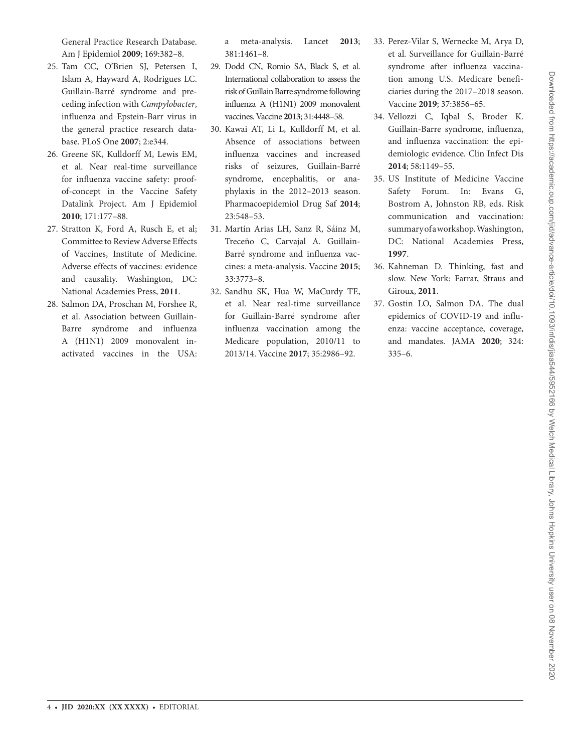General Practice Research Database. Am J Epidemiol **2009**; 169:382–8.

25. Tam CC, O'Brien SJ, Petersen I, Islam A, Hayward A, Rodrigues LC. Guillain-Barré syndrome and preceding infection with *Campylobacter*, influenza and Epstein-Barr virus in the general practice research database. PLoS One **2007**; 2:e344.
26. Greene SK, Kulldorff M, Lewis EM, et al. Near real-time surveillance for influenza vaccine safety: proof-of-concept in the Vaccine Safety Datalink Project. Am J Epidemiol **2010**; 171:177–88.
27. Stratton K, Ford A, Rusch E, et al; Committee to Review Adverse Effects of Vaccines, Institute of Medicine. Adverse effects of vaccines: evidence and causality. Washington, DC: National Academies Press, **2011**.
28. Salmon DA, Proschan M, Forshee R, et al. Association between Guillain-Barre syndrome and influenza A (H1N1) 2009 monovalent inactivated vaccines in the USA: a meta-analysis. Lancet **2013**; 381:1461–8.
29. Dodd CN, Romio SA, Black S, et al. International collaboration to assess the risk of Guillain Barre syndrome following influenza A (H1N1) 2009 monovalent vaccines. Vaccine **2013**; 31:4448–58.
30. Kawai AT, Li L, Kulldorff M, et al. Absence of associations between influenza vaccines and increased risks of seizures, Guillain-Barré syndrome, encephalitis, or anaphylaxis in the 2012–2013 season. Pharmacoepidemiol Drug Saf **2014**; 23:548–53.
31. Martín Arias LH, Sanz R, Sáinz M, Treceño C, Carvajal A. Guillain-Barré syndrome and influenza vaccines: a meta-analysis. Vaccine **2015**; 33:3773–8.
32. Sandhu SK, Hua W, MaCurdy TE, et al. Near real-time surveillance for Guillain-Barré syndrome after influenza vaccination among the Medicare population, 2010/11 to 2013/14. Vaccine **2017**; 35:2986–92.
33. Perez-Vilar S, Wernecke M, Arya D, et al. Surveillance for Guillain-Barré syndrome after influenza vaccination among U.S. Medicare beneficiaries during the 2017–2018 season. Vaccine **2019**; 37:3856–65.
34. Vellozzi C, Iqbal S, Broder K. Guillain-Barre syndrome, influenza, and influenza vaccination: the epidemiologic evidence. Clin Infect Dis **2014**; 58:1149–55.
35. US Institute of Medicine Vaccine Safety Forum. In: Evans G, Bostrom A, Johnston RB, eds. Risk communication and vaccination: summary of a workshop. Washington, DC: National Academies Press, **1997**.
36. Kahneman D. Thinking, fast and slow. New York: Farrar, Straus and Giroux, **2011**.
37. Gostin LO, Salmon DA. The dual epidemics of COVID-19 and influenza: vaccine acceptance, coverage, and mandates. JAMA **2020**; 324: 335–6.